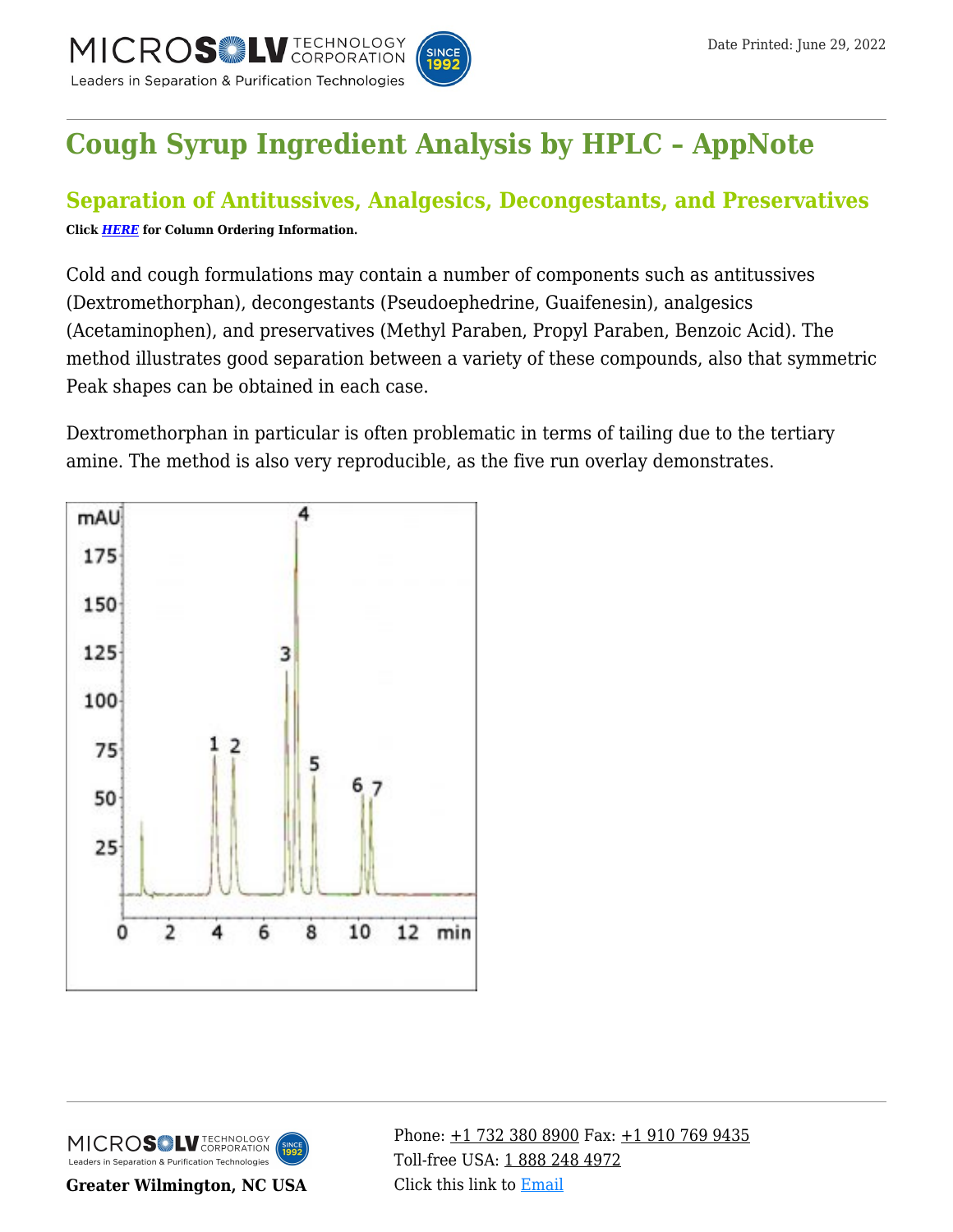# Cough Syrup Ingredient Analysis by HPLC – AppNote

## Separation of Antitussives, Analgesics, Decongestants, and Preservatives

**Click *HERE* for Column Ordering Information.**

Cold and cough formulations may contain a number of components such as antitussives (Dextromethorphan), decongestants (Pseudoephedrine, Guaifenesin), analgesics (Acetaminophen), and preservatives (Methyl Paraben, Propyl Paraben, Benzoic Acid). The method illustrates good separation between a variety of these compounds, also that symmetric Peak shapes can be obtained in each case.

Dextromethorphan in particular is often problematic in terms of tailing due to the tertiary amine. The method is also very reproducible, as the five run overlay demonstrates.

mAU
175
150
125
100
75
50
25
1 2 3 4 5 6 7
0 2 4 6 8 10 12 min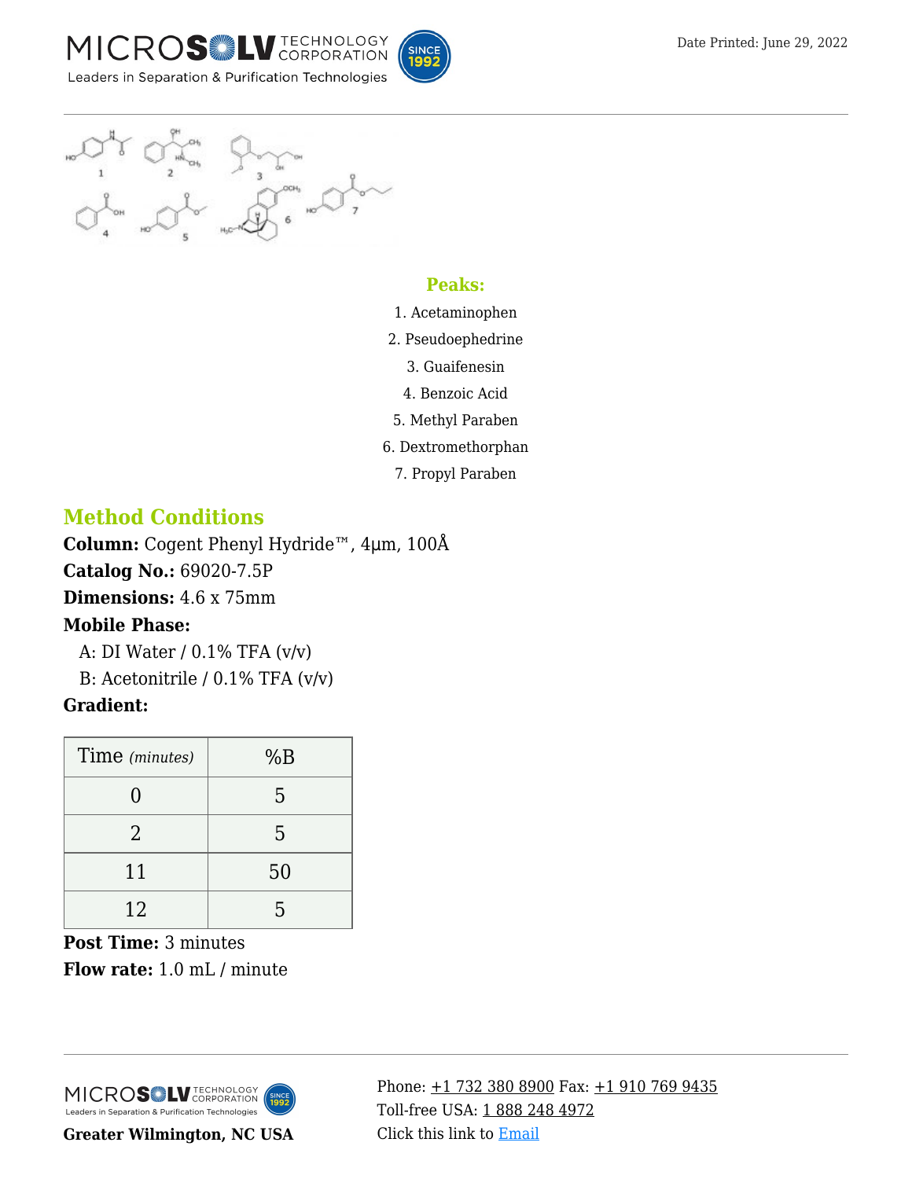## Peaks:

1. Acetaminophen
2. Pseudoephedrine
3. Guaifenesin
4. Benzoic Acid
5. Methyl Paraben
6. Dextromethorphan
7. Propyl Paraben

## Method Conditions

**Column:** Cogent Phenyl Hydride™, 4µm, 100Å
**Catalog No.:** 69020-7.5P
**Dimensions:** 4.6 x 75mm
**Mobile Phase:**
A: DI Water / 0.1% TFA (v/v)
B: Acetonitrile / 0.1% TFA (v/v)
**Gradient:**

| Time *(minutes)* | %B |
|---|---|
| 0 | 5 |
| 2 | 5 |
| 11 | 50 |
| 12 | 5 |

**Post Time:** 3 minutes
**Flow rate:** 1.0 mL / minute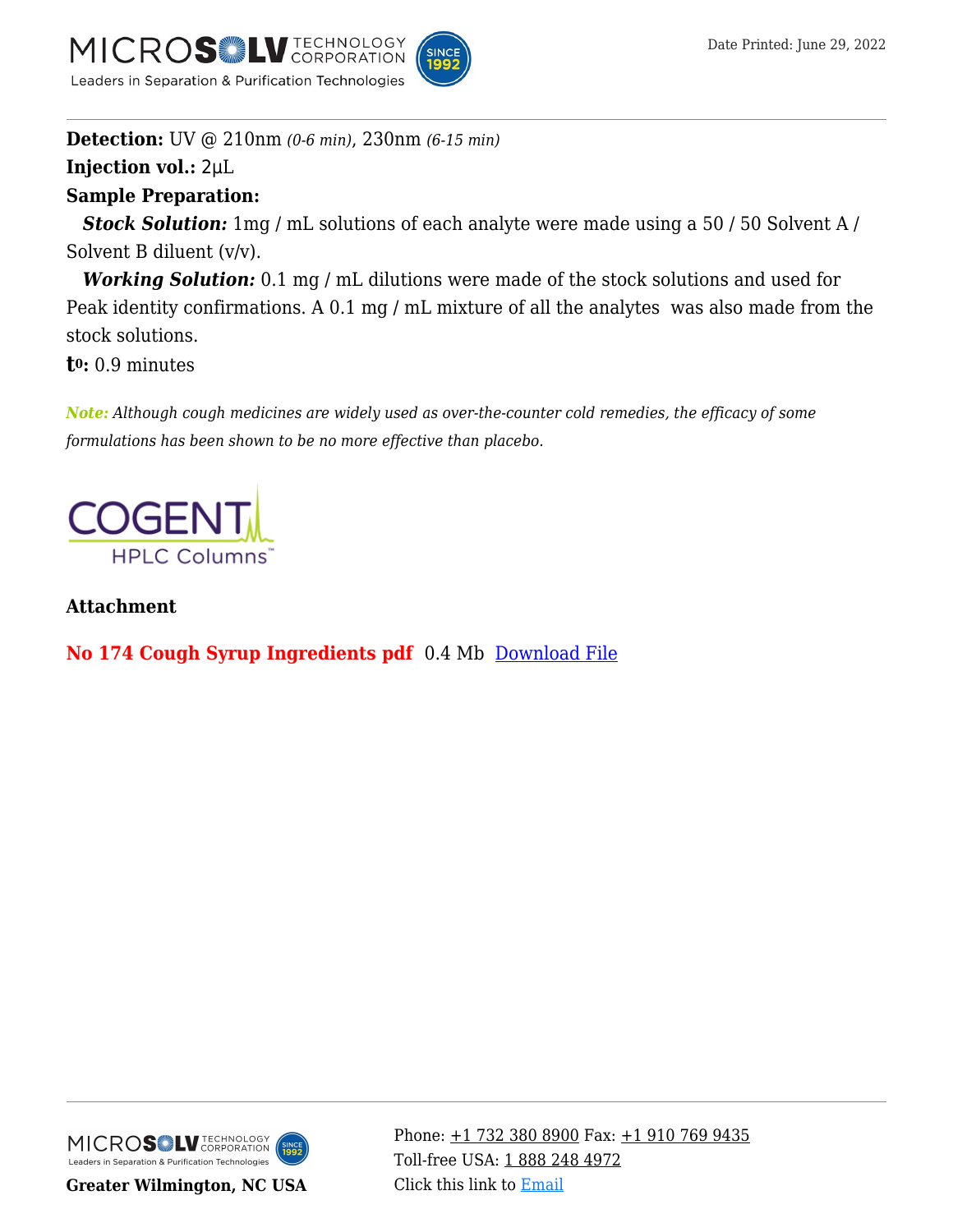**Detection:** UV @ 210nm *(0-6 min)*, 230nm *(6-15 min)*

**Injection vol.:** 2µL

**Sample Preparation:**

***Stock Solution:*** 1mg / mL solutions of each analyte were made using a 50 / 50 Solvent A / Solvent B diluent (v/v).

***Working Solution:*** 0.1 mg / mL dilutions were made of the stock solutions and used for Peak identity confirmations. A 0.1 mg / mL mixture of all the analytes was also made from the stock solutions.

**$t_0$:** 0.9 minutes

***Note:*** *Although cough medicines are widely used as over-the-counter cold remedies, the efficacy of some formulations has been shown to be no more effective than placebo.*

COGENT HPLC Columns™

**Attachment**

**No 174 Cough Syrup Ingredients pdf** 0.4 Mb Download File

**Greater Wilmington, NC USA**

Phone: +1 732 380 8900 Fax: +1 910 769 9435
Toll-free USA: 1 888 248 4972
Click this link to Email